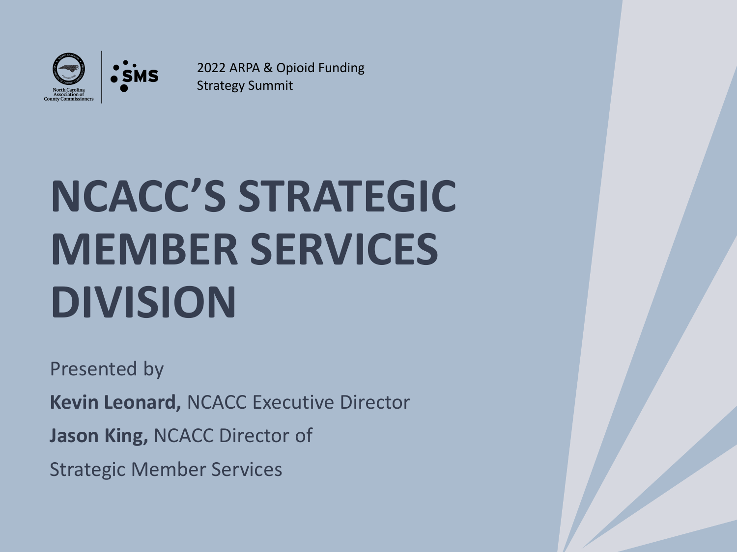2022 ARPA & Opioid Funding Strategy Summit

# NCACC'S STRATEGIC MEMBER SERVICES DIVISION

Presented by

**Kevin Leonard,** NCACC Executive Director

**Jason King,** NCACC Director of Strategic Member Services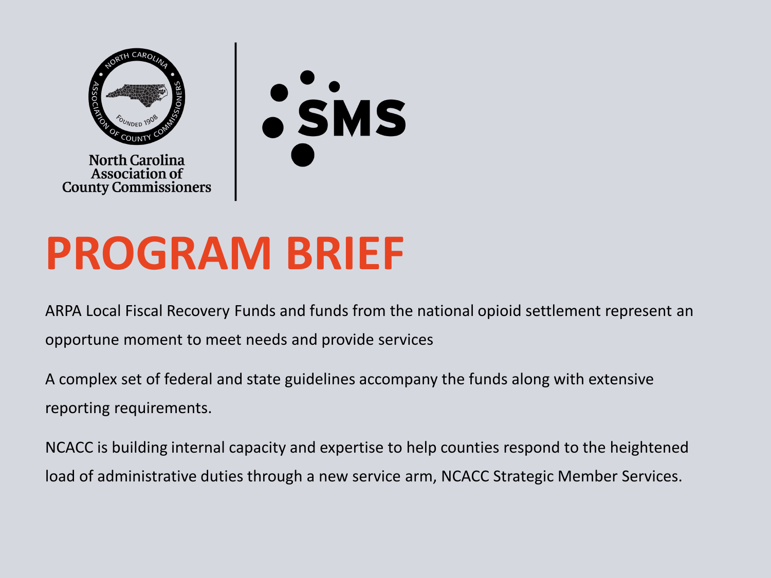North Carolina Association of County Commissioners

SMS

# PROGRAM BRIEF

ARPA Local Fiscal Recovery Funds and funds from the national opioid settlement represent an opportune moment to meet needs and provide services

A complex set of federal and state guidelines accompany the funds along with extensive reporting requirements.

NCACC is building internal capacity and expertise to help counties respond to the heightened load of administrative duties through a new service arm, NCACC Strategic Member Services.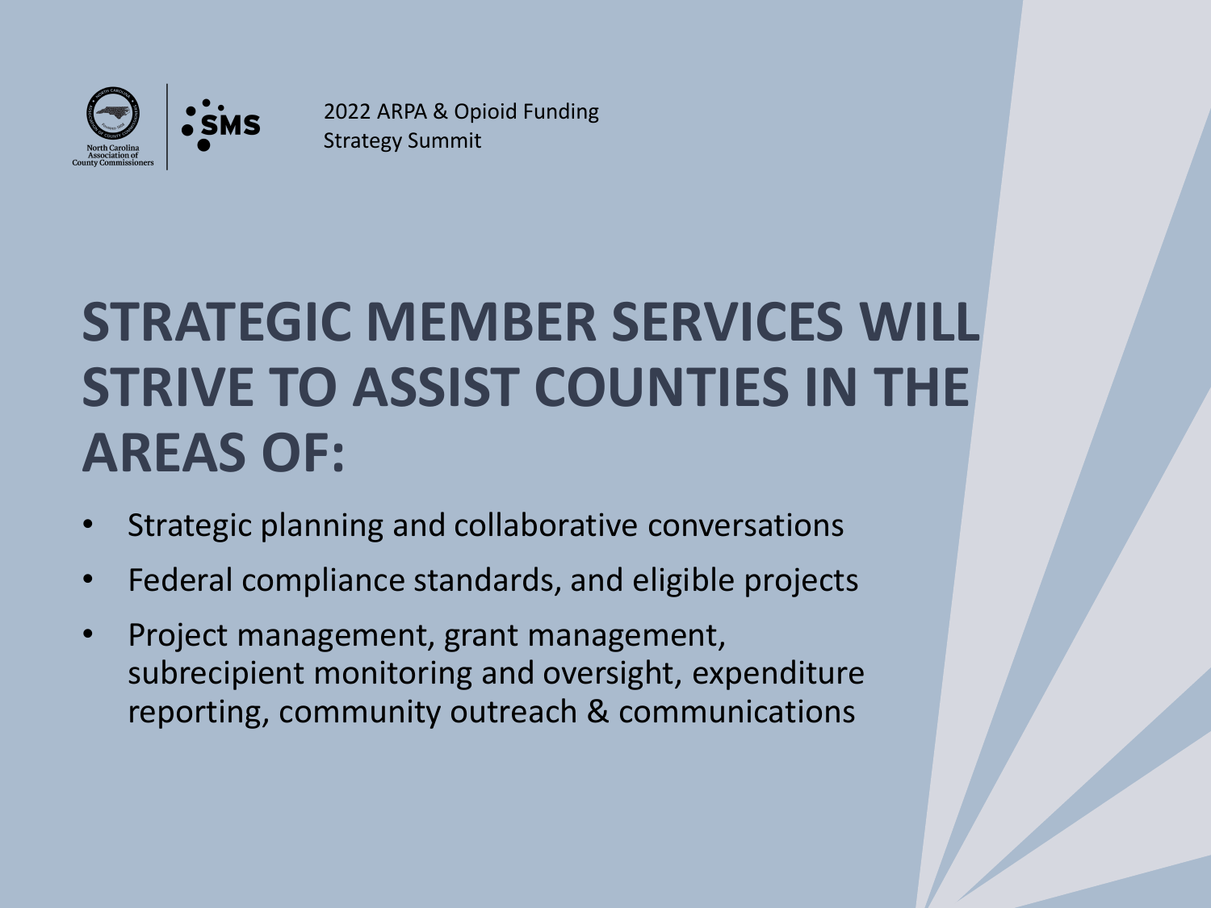2022 ARPA & Opioid Funding Strategy Summit

# STRATEGIC MEMBER SERVICES WILL STRIVE TO ASSIST COUNTIES IN THE AREAS OF:

- Strategic planning and collaborative conversations
- Federal compliance standards, and eligible projects
- Project management, grant management, subrecipient monitoring and oversight, expenditure reporting, community outreach & communications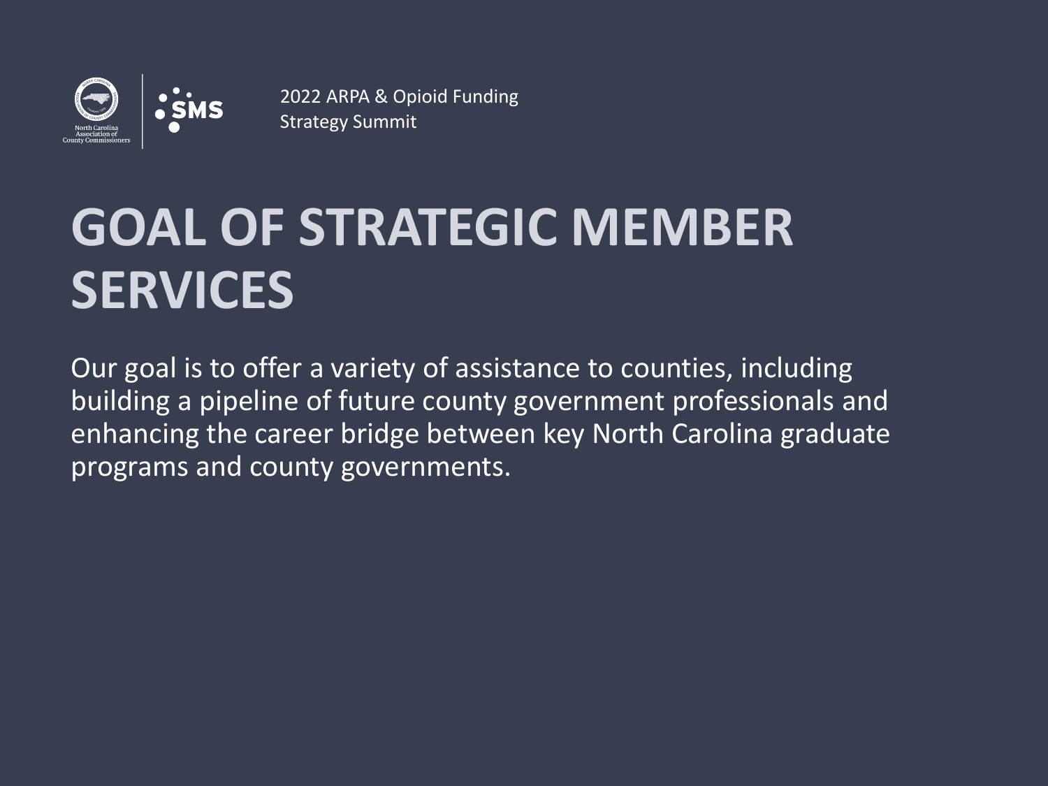# GOAL OF STRATEGIC MEMBER SERVICES

Our goal is to offer a variety of assistance to counties, including building a pipeline of future county government professionals and enhancing the career bridge between key North Carolina graduate programs and county governments.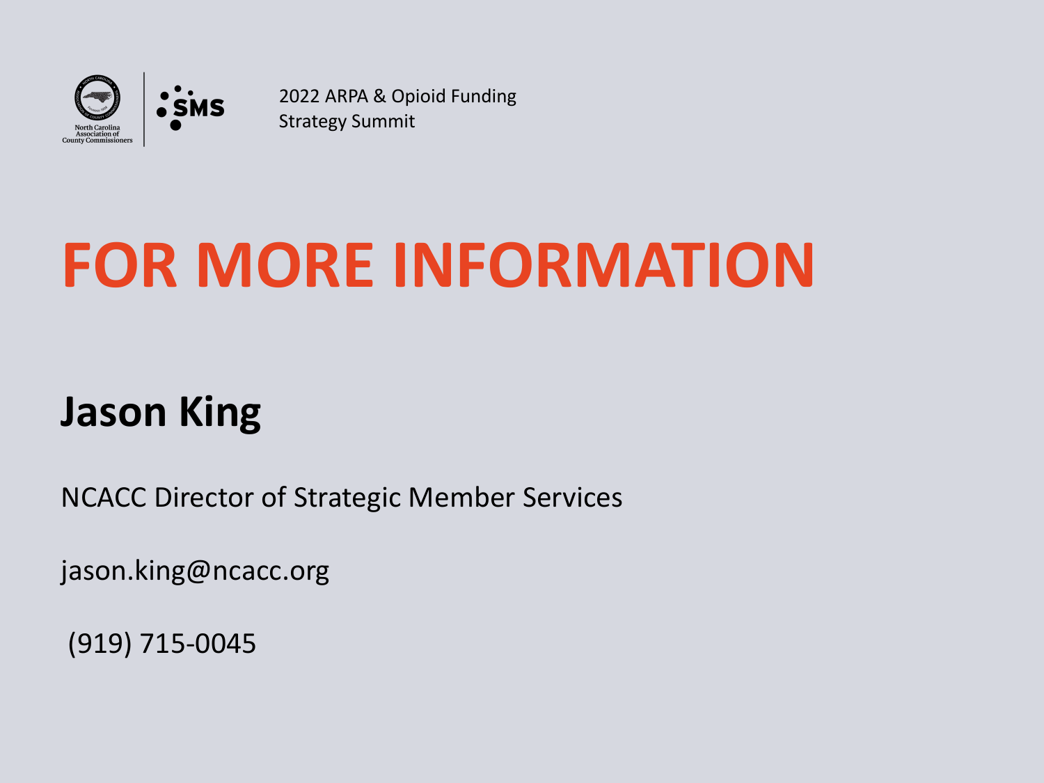North Carolina Association of County Commissioners | SMS

2022 ARPA & Opioid Funding Strategy Summit

# FOR MORE INFORMATION

## Jason King

NCACC Director of Strategic Member Services

jason.king@ncacc.org

(919) 715-0045